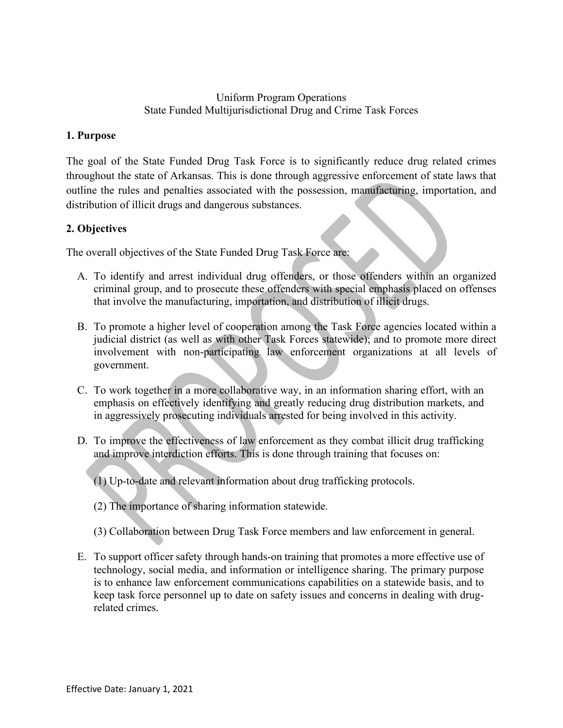Uniform Program Operations
State Funded Multijurisdictional Drug and Crime Task Forces

## 1. Purpose

The goal of the State Funded Drug Task Force is to significantly reduce drug related crimes throughout the state of Arkansas. This is done through aggressive enforcement of state laws that outline the rules and penalties associated with the possession, manufacturing, importation, and distribution of illicit drugs and dangerous substances.

## 2. Objectives

The overall objectives of the State Funded Drug Task Force are:

A. To identify and arrest individual drug offenders, or those offenders within an organized criminal group, and to prosecute these offenders with special emphasis placed on offenses that involve the manufacturing, importation, and distribution of illicit drugs.

B. To promote a higher level of cooperation among the Task Force agencies located within a judicial district (as well as with other Task Forces statewide); and to promote more direct involvement with non-participating law enforcement organizations at all levels of government.

C. To work together in a more collaborative way, in an information sharing effort, with an emphasis on effectively identifying and greatly reducing drug distribution markets, and in aggressively prosecuting individuals arrested for being involved in this activity.

D. To improve the effectiveness of law enforcement as they combat illicit drug trafficking and improve interdiction efforts. This is done through training that focuses on:

   (1) Up-to-date and relevant information about drug trafficking protocols.

   (2) The importance of sharing information statewide.

   (3) Collaboration between Drug Task Force members and law enforcement in general.

E. To support officer safety through hands-on training that promotes a more effective use of technology, social media, and information or intelligence sharing. The primary purpose is to enhance law enforcement communications capabilities on a statewide basis, and to keep task force personnel up to date on safety issues and concerns in dealing with drug-related crimes.

Effective Date: January 1, 2021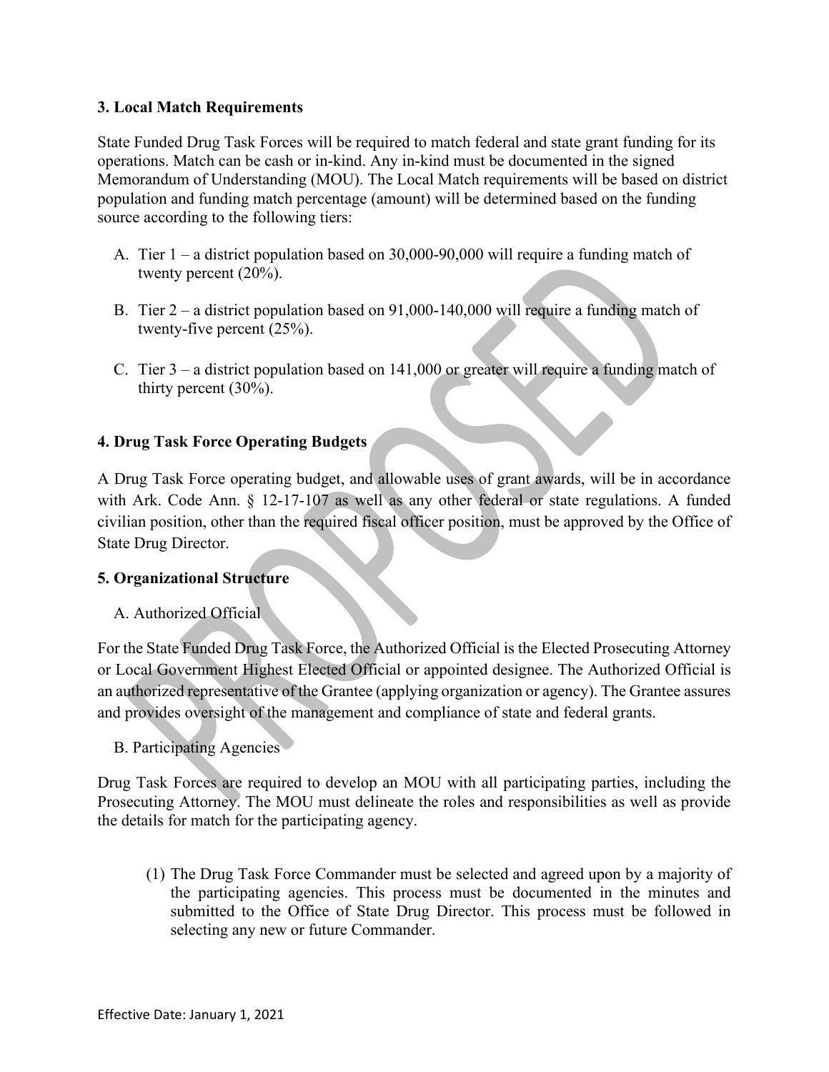### 3. Local Match Requirements

State Funded Drug Task Forces will be required to match federal and state grant funding for its operations. Match can be cash or in-kind. Any in-kind must be documented in the signed Memorandum of Understanding (MOU). The Local Match requirements will be based on district population and funding match percentage (amount) will be determined based on the funding source according to the following tiers:

A. Tier 1 – a district population based on 30,000-90,000 will require a funding match of twenty percent (20%).

B. Tier 2 – a district population based on 91,000-140,000 will require a funding match of twenty-five percent (25%).

C. Tier 3 – a district population based on 141,000 or greater will require a funding match of thirty percent (30%).

### 4. Drug Task Force Operating Budgets

A Drug Task Force operating budget, and allowable uses of grant awards, will be in accordance with Ark. Code Ann. § 12-17-107 as well as any other federal or state regulations. A funded civilian position, other than the required fiscal officer position, must be approved by the Office of State Drug Director.

### 5. Organizational Structure

A. Authorized Official

For the State Funded Drug Task Force, the Authorized Official is the Elected Prosecuting Attorney or Local Government Highest Elected Official or appointed designee. The Authorized Official is an authorized representative of the Grantee (applying organization or agency). The Grantee assures and provides oversight of the management and compliance of state and federal grants.

B. Participating Agencies

Drug Task Forces are required to develop an MOU with all participating parties, including the Prosecuting Attorney. The MOU must delineate the roles and responsibilities as well as provide the details for match for the participating agency.

(1) The Drug Task Force Commander must be selected and agreed upon by a majority of the participating agencies. This process must be documented in the minutes and submitted to the Office of State Drug Director. This process must be followed in selecting any new or future Commander.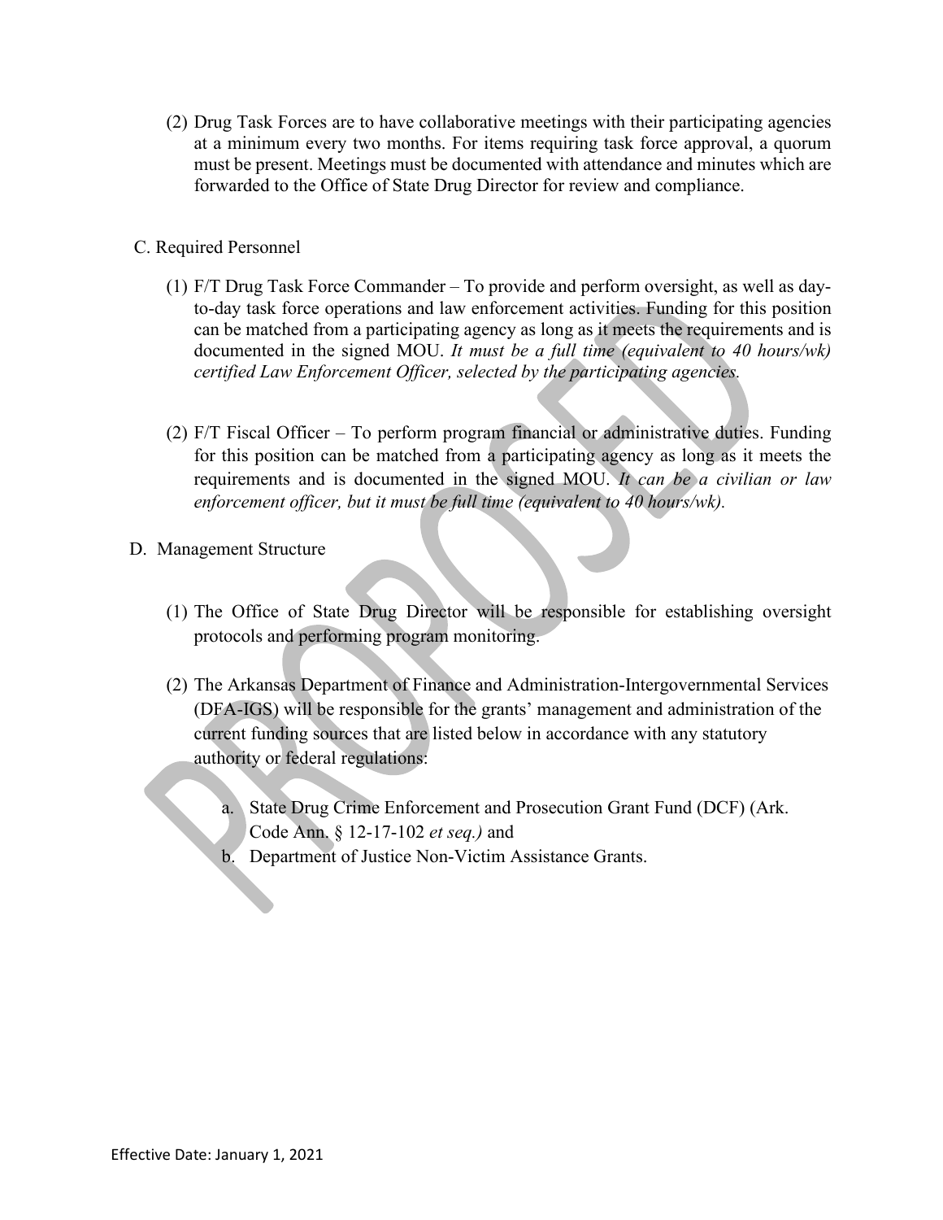(2) Drug Task Forces are to have collaborative meetings with their participating agencies at a minimum every two months. For items requiring task force approval, a quorum must be present. Meetings must be documented with attendance and minutes which are forwarded to the Office of State Drug Director for review and compliance.

C. Required Personnel

(1) F/T Drug Task Force Commander – To provide and perform oversight, as well as day-to-day task force operations and law enforcement activities. Funding for this position can be matched from a participating agency as long as it meets the requirements and is documented in the signed MOU. *It must be a full time (equivalent to 40 hours/wk) certified Law Enforcement Officer, selected by the participating agencies.*

(2) F/T Fiscal Officer – To perform program financial or administrative duties. Funding for this position can be matched from a participating agency as long as it meets the requirements and is documented in the signed MOU. *It can be a civilian or law enforcement officer, but it must be full time (equivalent to 40 hours/wk).*

D. Management Structure

(1) The Office of State Drug Director will be responsible for establishing oversight protocols and performing program monitoring.

(2) The Arkansas Department of Finance and Administration-Intergovernmental Services (DFA-IGS) will be responsible for the grants' management and administration of the current funding sources that are listed below in accordance with any statutory authority or federal regulations:

a. State Drug Crime Enforcement and Prosecution Grant Fund (DCF) (Ark. Code Ann. § 12-17-102 *et seq.)* and
b. Department of Justice Non-Victim Assistance Grants.

Effective Date: January 1, 2021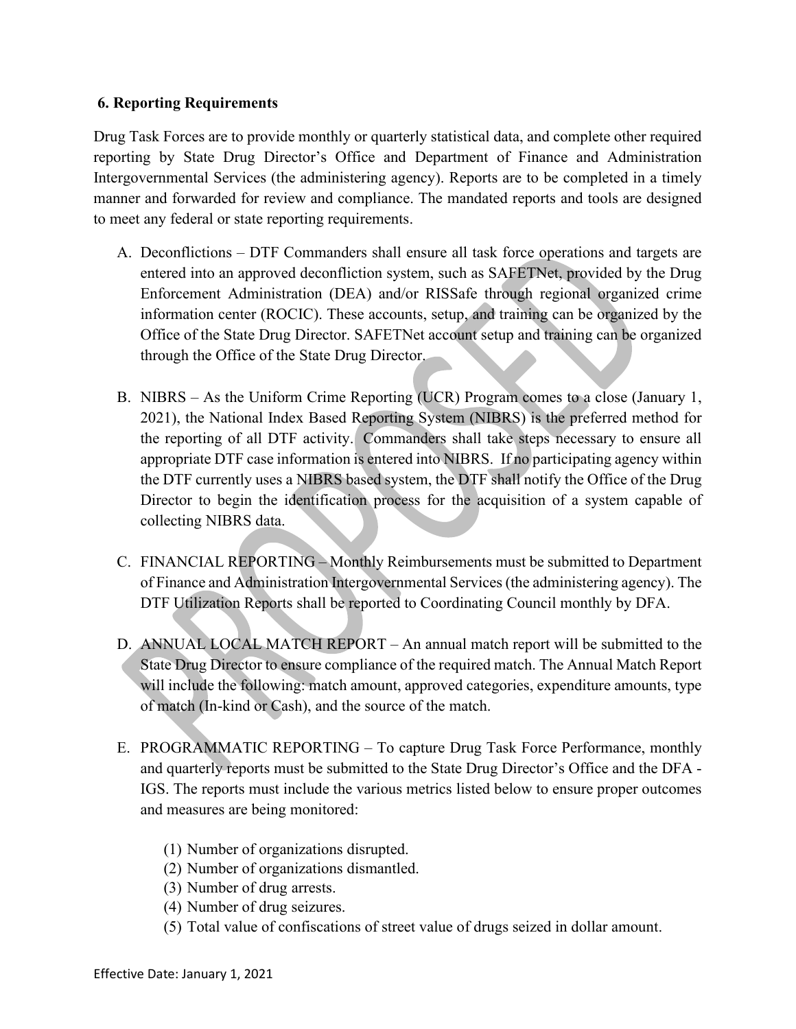### 6. Reporting Requirements

Drug Task Forces are to provide monthly or quarterly statistical data, and complete other required reporting by State Drug Director's Office and Department of Finance and Administration Intergovernmental Services (the administering agency). Reports are to be completed in a timely manner and forwarded for review and compliance. The mandated reports and tools are designed to meet any federal or state reporting requirements.

A. Deconflictions – DTF Commanders shall ensure all task force operations and targets are entered into an approved deconfliction system, such as SAFETNet, provided by the Drug Enforcement Administration (DEA) and/or RISSafe through regional organized crime information center (ROCIC). These accounts, setup, and training can be organized by the Office of the State Drug Director. SAFETNet account setup and training can be organized through the Office of the State Drug Director.

B. NIBRS – As the Uniform Crime Reporting (UCR) Program comes to a close (January 1, 2021), the National Index Based Reporting System (NIBRS) is the preferred method for the reporting of all DTF activity. Commanders shall take steps necessary to ensure all appropriate DTF case information is entered into NIBRS. If no participating agency within the DTF currently uses a NIBRS based system, the DTF shall notify the Office of the Drug Director to begin the identification process for the acquisition of a system capable of collecting NIBRS data.

C. FINANCIAL REPORTING – Monthly Reimbursements must be submitted to Department of Finance and Administration Intergovernmental Services (the administering agency). The DTF Utilization Reports shall be reported to Coordinating Council monthly by DFA.

D. ANNUAL LOCAL MATCH REPORT – An annual match report will be submitted to the State Drug Director to ensure compliance of the required match. The Annual Match Report will include the following: match amount, approved categories, expenditure amounts, type of match (In-kind or Cash), and the source of the match.

E. PROGRAMMATIC REPORTING – To capture Drug Task Force Performance, monthly and quarterly reports must be submitted to the State Drug Director's Office and the DFA - IGS. The reports must include the various metrics listed below to ensure proper outcomes and measures are being monitored:

   (1) Number of organizations disrupted.
   (2) Number of organizations dismantled.
   (3) Number of drug arrests.
   (4) Number of drug seizures.
   (5) Total value of confiscations of street value of drugs seized in dollar amount.

Effective Date: January 1, 2021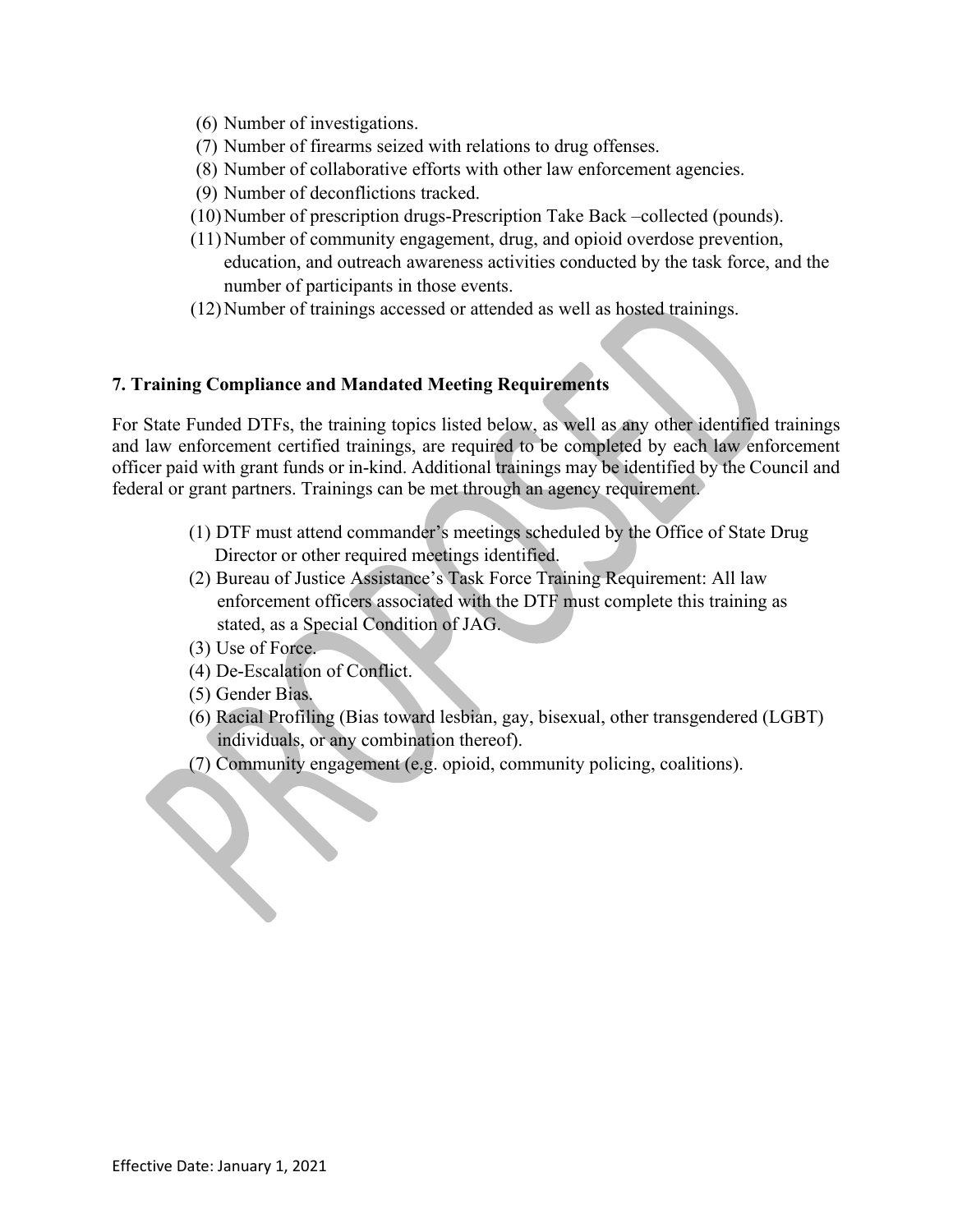(6) Number of investigations.
(7) Number of firearms seized with relations to drug offenses.
(8) Number of collaborative efforts with other law enforcement agencies.
(9) Number of deconflictions tracked.
(10) Number of prescription drugs-Prescription Take Back –collected (pounds).
(11) Number of community engagement, drug, and opioid overdose prevention, education, and outreach awareness activities conducted by the task force, and the number of participants in those events.
(12) Number of trainings accessed or attended as well as hosted trainings.

## 7. Training Compliance and Mandated Meeting Requirements

For State Funded DTFs, the training topics listed below, as well as any other identified trainings and law enforcement certified trainings, are required to be completed by each law enforcement officer paid with grant funds or in-kind. Additional trainings may be identified by the Council and federal or grant partners. Trainings can be met through an agency requirement.

(1) DTF must attend commander's meetings scheduled by the Office of State Drug Director or other required meetings identified.
(2) Bureau of Justice Assistance's Task Force Training Requirement: All law enforcement officers associated with the DTF must complete this training as stated, as a Special Condition of JAG.
(3) Use of Force.
(4) De-Escalation of Conflict.
(5) Gender Bias.
(6) Racial Profiling (Bias toward lesbian, gay, bisexual, other transgendered (LGBT) individuals, or any combination thereof).
(7) Community engagement (e.g. opioid, community policing, coalitions).

PROPOSED

Effective Date: January 1, 2021